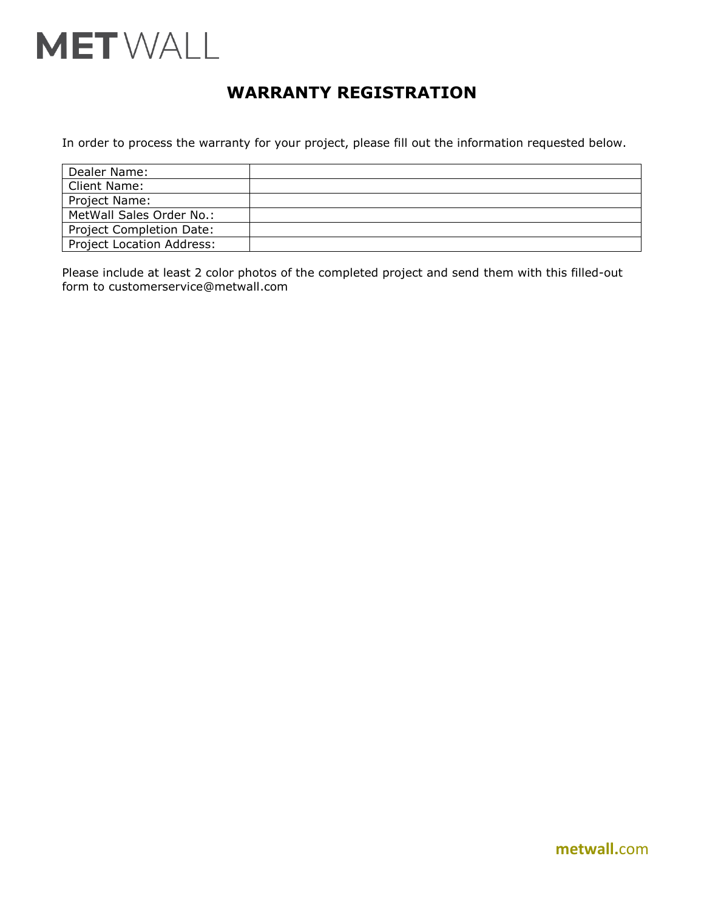MET WALL

# WARRANTY REGISTRATION

In order to process the warranty for your project, please fill out the information requested below.

| Dealer Name: | |
|---|---|
| Client Name: | |
| Project Name: | |
| MetWall Sales Order No.: | |
| Project Completion Date: | |
| Project Location Address: | |

Please include at least 2 color photos of the completed project and send them with this filled-out form to customerservice@metwall.com

metwall.com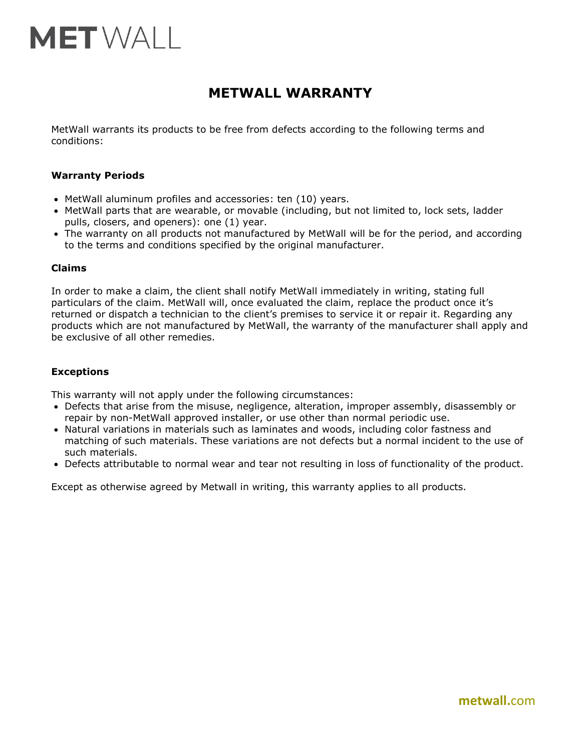# METWALL WARRANTY

MetWall warrants its products to be free from defects according to the following terms and conditions:

### Warranty Periods

- MetWall aluminum profiles and accessories: ten (10) years.
- MetWall parts that are wearable, or movable (including, but not limited to, lock sets, ladder pulls, closers, and openers): one (1) year.
- The warranty on all products not manufactured by MetWall will be for the period, and according to the terms and conditions specified by the original manufacturer.

### Claims

In order to make a claim, the client shall notify MetWall immediately in writing, stating full particulars of the claim. MetWall will, once evaluated the claim, replace the product once it's returned or dispatch a technician to the client's premises to service it or repair it. Regarding any products which are not manufactured by MetWall, the warranty of the manufacturer shall apply and be exclusive of all other remedies.

### Exceptions

This warranty will not apply under the following circumstances:

- Defects that arise from the misuse, negligence, alteration, improper assembly, disassembly or repair by non-MetWall approved installer, or use other than normal periodic use.
- Natural variations in materials such as laminates and woods, including color fastness and matching of such materials. These variations are not defects but a normal incident to the use of such materials.
- Defects attributable to normal wear and tear not resulting in loss of functionality of the product.

Except as otherwise agreed by Metwall in writing, this warranty applies to all products.